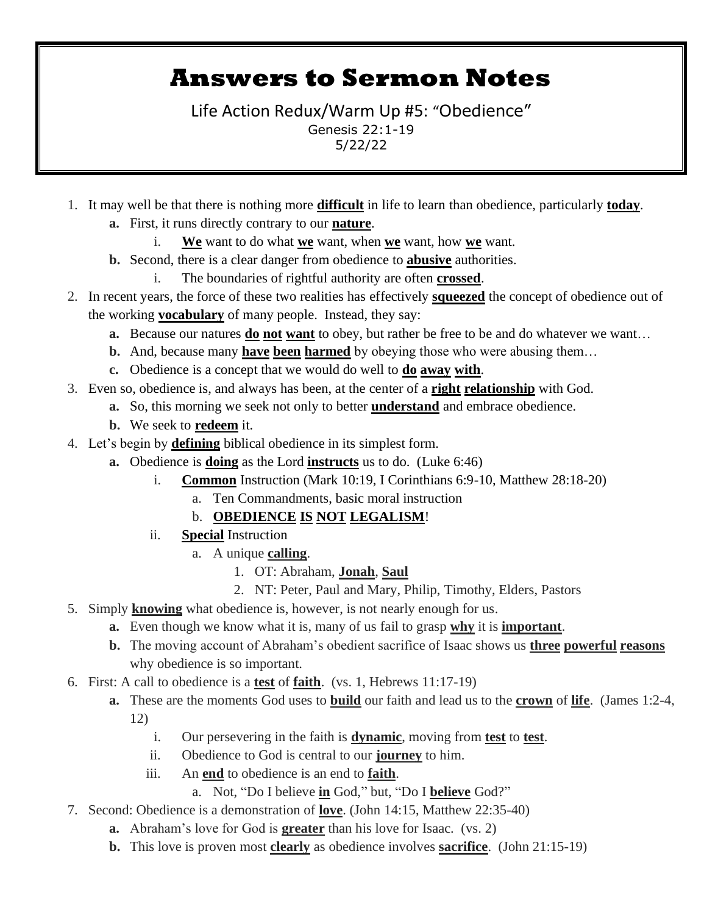# Answers to Sermon Notes

Life Action Redux/Warm Up #5: "Obedience"

Genesis 22:1-19

5/22/22

1. It may well be that there is nothing more **difficult** in life to learn than obedience, particularly **today**.
   - **a.** First, it runs directly contrary to our **nature**.
     - i. **We** want to do what **we** want, when **we** want, how **we** want.
   - **b.** Second, there is a clear danger from obedience to **abusive** authorities.
     - i. The boundaries of rightful authority are often **crossed**.
2. In recent years, the force of these two realities has effectively **squeezed** the concept of obedience out of the working **vocabulary** of many people. Instead, they say:
   - **a.** Because our natures **do not want** to obey, but rather be free to be and do whatever we want…
   - **b.** And, because many **have been harmed** by obeying those who were abusing them…
   - **c.** Obedience is a concept that we would do well to **do away with**.
3. Even so, obedience is, and always has been, at the center of a **right relationship** with God.
   - **a.** So, this morning we seek not only to better **understand** and embrace obedience.
   - **b.** We seek to **redeem** it.
4. Let's begin by **defining** biblical obedience in its simplest form.
   - **a.** Obedience is **doing** as the Lord **instructs** us to do. (Luke 6:46)
     - i. **Common** Instruction (Mark 10:19, I Corinthians 6:9-10, Matthew 28:18-20)
       - a. Ten Commandments, basic moral instruction
       - b. **OBEDIENCE IS NOT LEGALISM**!
     - ii. **Special** Instruction
       - a. A unique **calling**.
         1. OT: Abraham, **Jonah**, **Saul**
         2. NT: Peter, Paul and Mary, Philip, Timothy, Elders, Pastors
5. Simply **knowing** what obedience is, however, is not nearly enough for us.
   - **a.** Even though we know what it is, many of us fail to grasp **why** it is **important**.
   - **b.** The moving account of Abraham's obedient sacrifice of Isaac shows us **three powerful reasons** why obedience is so important.
6. First: A call to obedience is a **test** of **faith**. (vs. 1, Hebrews 11:17-19)
   - **a.** These are the moments God uses to **build** our faith and lead us to the **crown** of **life**. (James 1:2-4, 12)
     - i. Our persevering in the faith is **dynamic**, moving from **test** to **test**.
     - ii. Obedience to God is central to our **journey** to him.
     - iii. An **end** to obedience is an end to **faith**.
       - a. Not, "Do I believe **in** God," but, "Do I **believe** God?"
7. Second: Obedience is a demonstration of **love**. (John 14:15, Matthew 22:35-40)
   - **a.** Abraham's love for God is **greater** than his love for Isaac. (vs. 2)
   - **b.** This love is proven most **clearly** as obedience involves **sacrifice**. (John 21:15-19)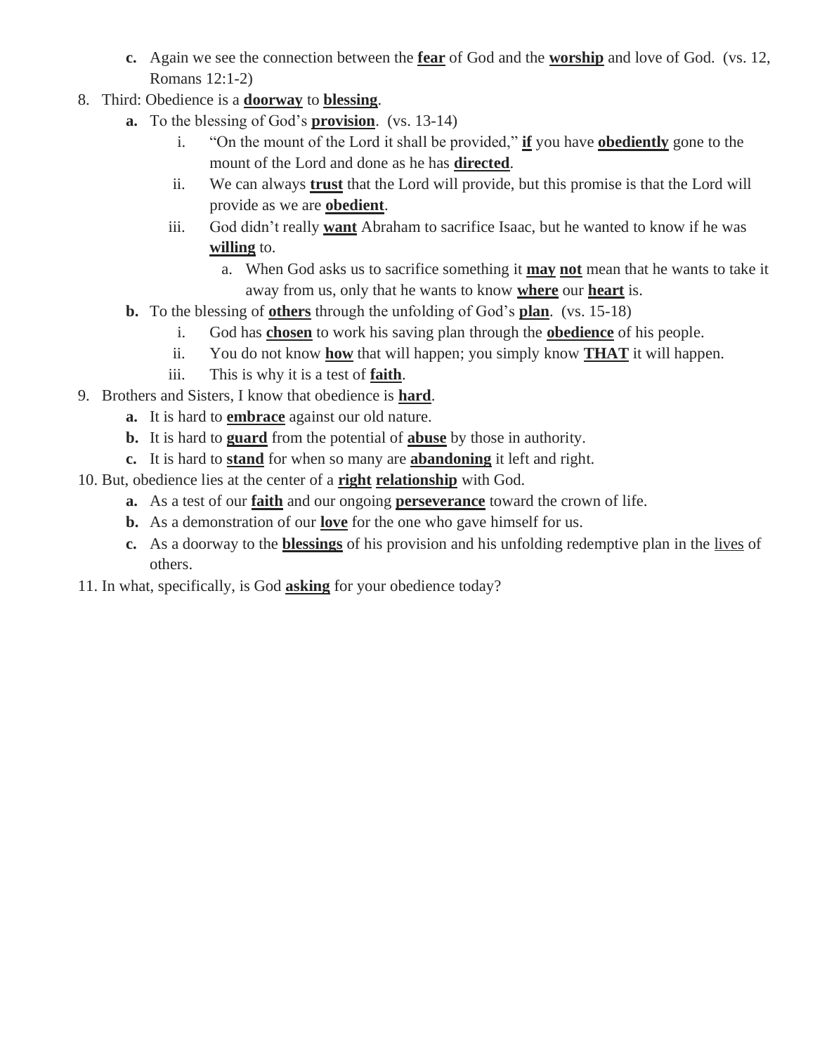c. Again we see the connection between the **fear** of God and the **worship** and love of God. (vs. 12, Romans 12:1-2)

8. Third: Obedience is a **doorway** to **blessing**.
   a. To the blessing of God's **provision**. (vs. 13-14)
      i. "On the mount of the Lord it shall be provided," **if** you have **obediently** gone to the mount of the Lord and done as he has **directed**.
      ii. We can always **trust** that the Lord will provide, but this promise is that the Lord will provide as we are **obedient**.
      iii. God didn't really **want** Abraham to sacrifice Isaac, but he wanted to know if he was **willing** to.
         a. When God asks us to sacrifice something it **may** **not** mean that he wants to take it away from us, only that he wants to know **where** our **heart** is.
   b. To the blessing of **others** through the unfolding of God's **plan**. (vs. 15-18)
      i. God has **chosen** to work his saving plan through the **obedience** of his people.
      ii. You do not know **how** that will happen; you simply know **THAT** it will happen.
      iii. This is why it is a test of **faith**.
9. Brothers and Sisters, I know that obedience is **hard**.
   a. It is hard to **embrace** against our old nature.
   b. It is hard to **guard** from the potential of **abuse** by those in authority.
   c. It is hard to **stand** for when so many are **abandoning** it left and right.
10. But, obedience lies at the center of a **right** **relationship** with God.
   a. As a test of our **faith** and our ongoing **perseverance** toward the crown of life.
   b. As a demonstration of our **love** for the one who gave himself for us.
   c. As a doorway to the **blessings** of his provision and his unfolding redemptive plan in the lives of others.
11. In what, specifically, is God **asking** for your obedience today?